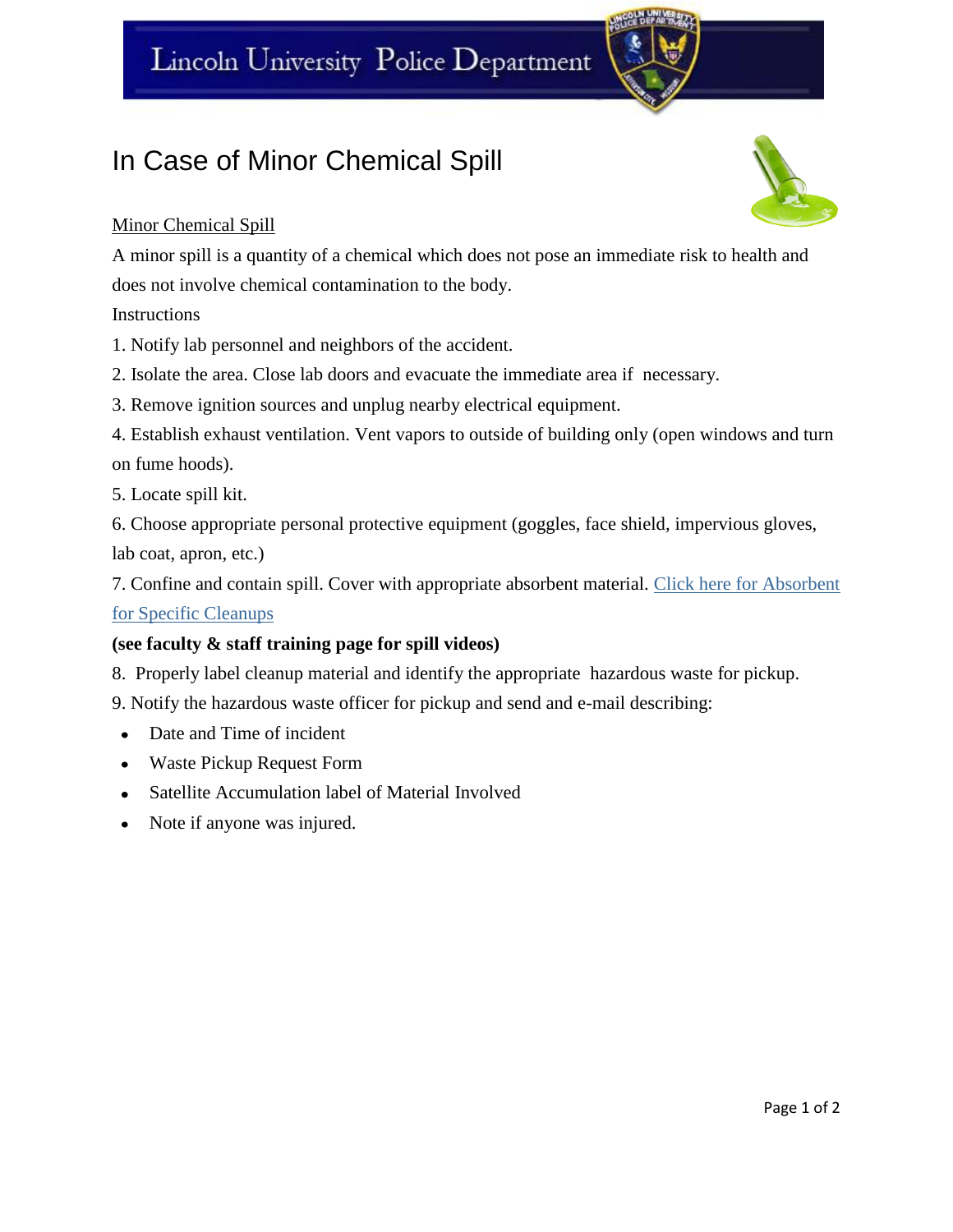Lincoln University Police Department

# In Case of Minor Chemical Spill

Minor Chemical Spill

A minor spill is a quantity of a chemical which does not pose an immediate risk to health and does not involve chemical contamination to the body.

Instructions

1. Notify lab personnel and neighbors of the accident.
2. Isolate the area. Close lab doors and evacuate the immediate area if necessary.
3. Remove ignition sources and unplug nearby electrical equipment.
4. Establish exhaust ventilation. Vent vapors to outside of building only (open windows and turn on fume hoods).
5. Locate spill kit.
6. Choose appropriate personal protective equipment (goggles, face shield, impervious gloves, lab coat, apron, etc.)
7. Confine and contain spill. Cover with appropriate absorbent material. Click here for Absorbent for Specific Cleanups

**(see faculty & staff training page for spill videos)**

8. Properly label cleanup material and identify the appropriate hazardous waste for pickup.
9. Notify the hazardous waste officer for pickup and send and e-mail describing:

- Date and Time of incident
- Waste Pickup Request Form
- Satellite Accumulation label of Material Involved
- Note if anyone was injured.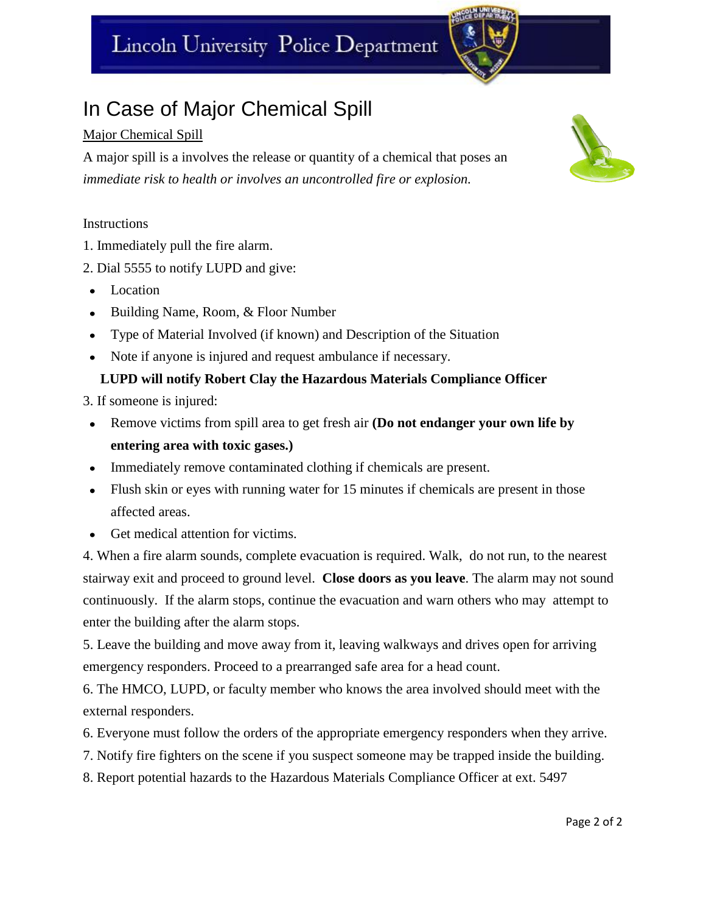# In Case of Major Chemical Spill

Major Chemical Spill

A major spill is a involves the release or quantity of a chemical that poses an *immediate risk to health or involves an uncontrolled fire or explosion.*

Instructions

1. Immediately pull the fire alarm.
2. Dial 5555 to notify LUPD and give:
   - Location
   - Building Name, Room, & Floor Number
   - Type of Material Involved (if known) and Description of the Situation
   - Note if anyone is injured and request ambulance if necessary.

   **LUPD will notify Robert Clay the Hazardous Materials Compliance Officer**

3. If someone is injured:
   - Remove victims from spill area to get fresh air **(Do not endanger your own life by entering area with toxic gases.)**
   - Immediately remove contaminated clothing if chemicals are present.
   - Flush skin or eyes with running water for 15 minutes if chemicals are present in those affected areas.
   - Get medical attention for victims.

4. When a fire alarm sounds, complete evacuation is required. Walk, do not run, to the nearest stairway exit and proceed to ground level. **Close doors as you leave**. The alarm may not sound continuously. If the alarm stops, continue the evacuation and warn others who may attempt to enter the building after the alarm stops.

5. Leave the building and move away from it, leaving walkways and drives open for arriving emergency responders. Proceed to a prearranged safe area for a head count.

6. The HMCO, LUPD, or faculty member who knows the area involved should meet with the external responders.

6. Everyone must follow the orders of the appropriate emergency responders when they arrive.

7. Notify fire fighters on the scene if you suspect someone may be trapped inside the building.

8. Report potential hazards to the Hazardous Materials Compliance Officer at ext. 5497